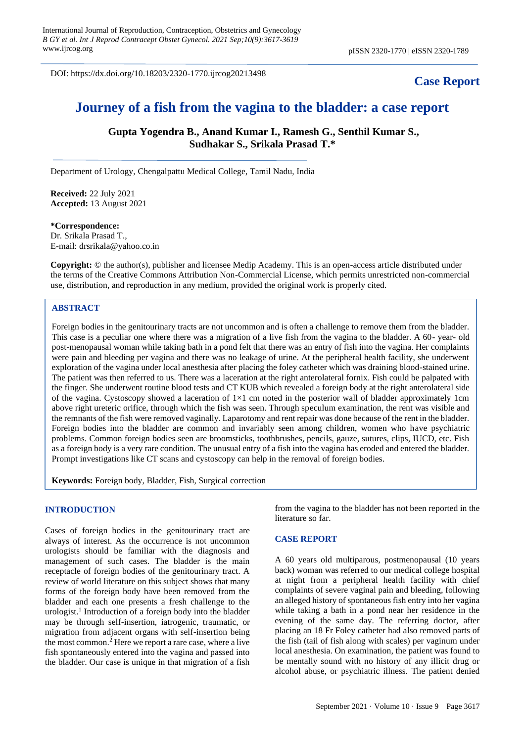International Journal of Reproduction, Contraception, Obstetrics and Gynecology
*B GY et al. Int J Reprod Contracept Obstet Gynecol. 2021 Sep;10(9):3617-3619*
www.ijrcog.org

pISSN 2320-1770 | eISSN 2320-1789

DOI: https://dx.doi.org/10.18203/2320-1770.ijrcog20213498

**Case Report**

# Journey of a fish from the vagina to the bladder: a case report

**Gupta Yogendra B., Anand Kumar I., Ramesh G., Senthil Kumar S., Sudhakar S., Srikala Prasad T.***

Department of Urology, Chengalpattu Medical College, Tamil Nadu, India

**Received:** 22 July 2021
**Accepted:** 13 August 2021

**\*Correspondence:**
Dr. Srikala Prasad T.,
E-mail: drsrikala@yahoo.co.in

**Copyright:** © the author(s), publisher and licensee Medip Academy. This is an open-access article distributed under the terms of the Creative Commons Attribution Non-Commercial License, which permits unrestricted non-commercial use, distribution, and reproduction in any medium, provided the original work is properly cited.

## ABSTRACT

Foreign bodies in the genitourinary tracts are not uncommon and is often a challenge to remove them from the bladder. This case is a peculiar one where there was a migration of a live fish from the vagina to the bladder. A 60- year- old post-menopausal woman while taking bath in a pond felt that there was an entry of fish into the vagina. Her complaints were pain and bleeding per vagina and there was no leakage of urine. At the peripheral health facility, she underwent exploration of the vagina under local anesthesia after placing the foley catheter which was draining blood-stained urine. The patient was then referred to us. There was a laceration at the right anterolateral fornix. Fish could be palpated with the finger. She underwent routine blood tests and CT KUB which revealed a foreign body at the right anterolateral side of the vagina. Cystoscopy showed a laceration of 1×1 cm noted in the posterior wall of bladder approximately 1cm above right ureteric orifice, through which the fish was seen. Through speculum examination, the rent was visible and the remnants of the fish were removed vaginally. Laparotomy and rent repair was done because of the rent in the bladder. Foreign bodies into the bladder are common and invariably seen among children, women who have psychiatric problems. Common foreign bodies seen are broomsticks, toothbrushes, pencils, gauze, sutures, clips, IUCD, etc. Fish as a foreign body is a very rare condition. The unusual entry of a fish into the vagina has eroded and entered the bladder. Prompt investigations like CT scans and cystoscopy can help in the removal of foreign bodies.

**Keywords:** Foreign body, Bladder, Fish, Surgical correction

## INTRODUCTION

Cases of foreign bodies in the genitourinary tract are always of interest. As the occurrence is not uncommon urologists should be familiar with the diagnosis and management of such cases. The bladder is the main receptacle of foreign bodies of the genitourinary tract. A review of world literature on this subject shows that many forms of the foreign body have been removed from the bladder and each one presents a fresh challenge to the urologist.[1] Introduction of a foreign body into the bladder may be through self-insertion, iatrogenic, traumatic, or migration from adjacent organs with self-insertion being the most common.[2] Here we report a rare case, where a live fish spontaneously entered into the vagina and passed into the bladder. Our case is unique in that migration of a fish from the vagina to the bladder has not been reported in the literature so far.

## CASE REPORT

A 60 years old multiparous, postmenopausal (10 years back) woman was referred to our medical college hospital at night from a peripheral health facility with chief complaints of severe vaginal pain and bleeding, following an alleged history of spontaneous fish entry into her vagina while taking a bath in a pond near her residence in the evening of the same day. The referring doctor, after placing an 18 Fr Foley catheter had also removed parts of the fish (tail of fish along with scales) per vaginum under local anesthesia. On examination, the patient was found to be mentally sound with no history of any illicit drug or alcohol abuse, or psychiatric illness. The patient denied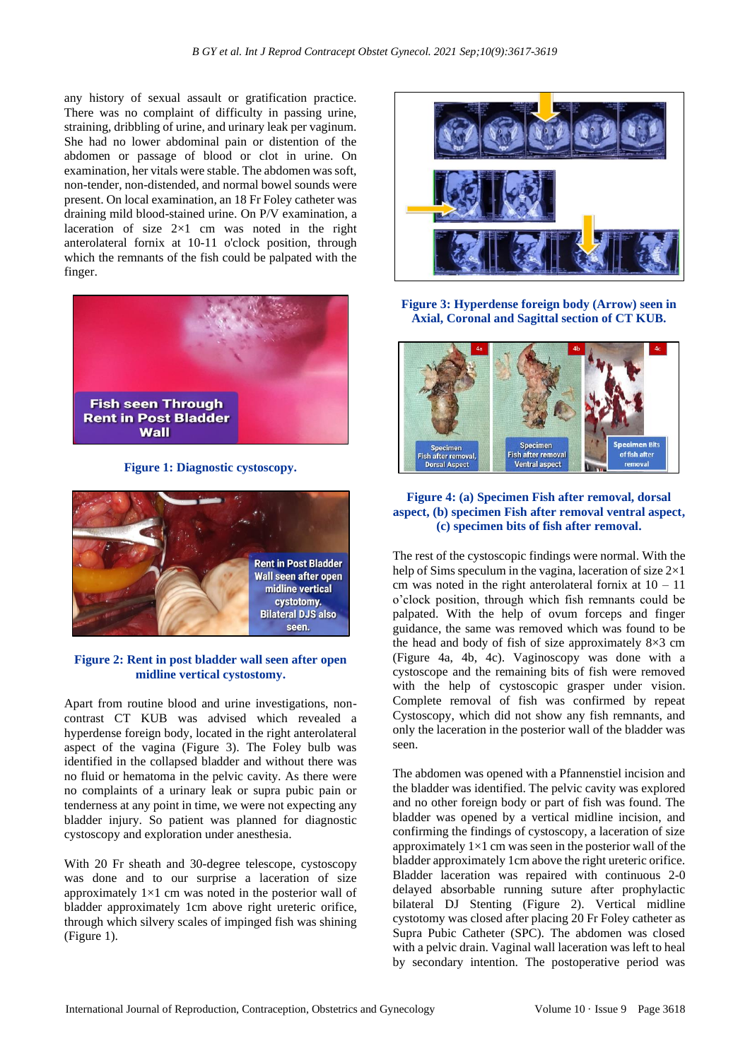any history of sexual assault or gratification practice. There was no complaint of difficulty in passing urine, straining, dribbling of urine, and urinary leak per vaginum. She had no lower abdominal pain or distention of the abdomen or passage of blood or clot in urine. On examination, her vitals were stable. The abdomen was soft, non-tender, non-distended, and normal bowel sounds were present. On local examination, an 18 Fr Foley catheter was draining mild blood-stained urine. On P/V examination, a laceration of size 2×1 cm was noted in the right anterolateral fornix at 10-11 o'clock position, through which the remnants of the fish could be palpated with the finger.

**Figure 1: Diagnostic cystoscopy.**

**Figure 2: Rent in post bladder wall seen after open midline vertical cystostomy.**

Apart from routine blood and urine investigations, non-contrast CT KUB was advised which revealed a hyperdense foreign body, located in the right anterolateral aspect of the vagina (Figure 3). The Foley bulb was identified in the collapsed bladder and without there was no fluid or hematoma in the pelvic cavity. As there were no complaints of a urinary leak or supra pubic pain or tenderness at any point in time, we were not expecting any bladder injury. So patient was planned for diagnostic cystoscopy and exploration under anesthesia.

With 20 Fr sheath and 30-degree telescope, cystoscopy was done and to our surprise a laceration of size approximately 1×1 cm was noted in the posterior wall of bladder approximately 1cm above right ureteric orifice, through which silvery scales of impinged fish was shining (Figure 1).

**Figure 3: Hyperdense foreign body (Arrow) seen in Axial, Coronal and Sagittal section of CT KUB.**

**Figure 4: (a) Specimen Fish after removal, dorsal aspect, (b) specimen Fish after removal ventral aspect, (c) specimen bits of fish after removal.**

The rest of the cystoscopic findings were normal. With the help of Sims speculum in the vagina, laceration of size 2×1 cm was noted in the right anterolateral fornix at 10 – 11 o'clock position, through which fish remnants could be palpated. With the help of ovum forceps and finger guidance, the same was removed which was found to be the head and body of fish of size approximately 8×3 cm (Figure 4a, 4b, 4c). Vaginoscopy was done with a cystoscope and the remaining bits of fish were removed with the help of cystoscopic grasper under vision. Complete removal of fish was confirmed by repeat Cystoscopy, which did not show any fish remnants, and only the laceration in the posterior wall of the bladder was seen.

The abdomen was opened with a Pfannenstiel incision and the bladder was identified. The pelvic cavity was explored and no other foreign body or part of fish was found. The bladder was opened by a vertical midline incision, and confirming the findings of cystoscopy, a laceration of size approximately 1×1 cm was seen in the posterior wall of the bladder approximately 1cm above the right ureteric orifice. Bladder laceration was repaired with continuous 2-0 delayed absorbable running suture after prophylactic bilateral DJ Stenting (Figure 2). Vertical midline cystotomy was closed after placing 20 Fr Foley catheter as Supra Pubic Catheter (SPC). The abdomen was closed with a pelvic drain. Vaginal wall laceration was left to heal by secondary intention. The postoperative period was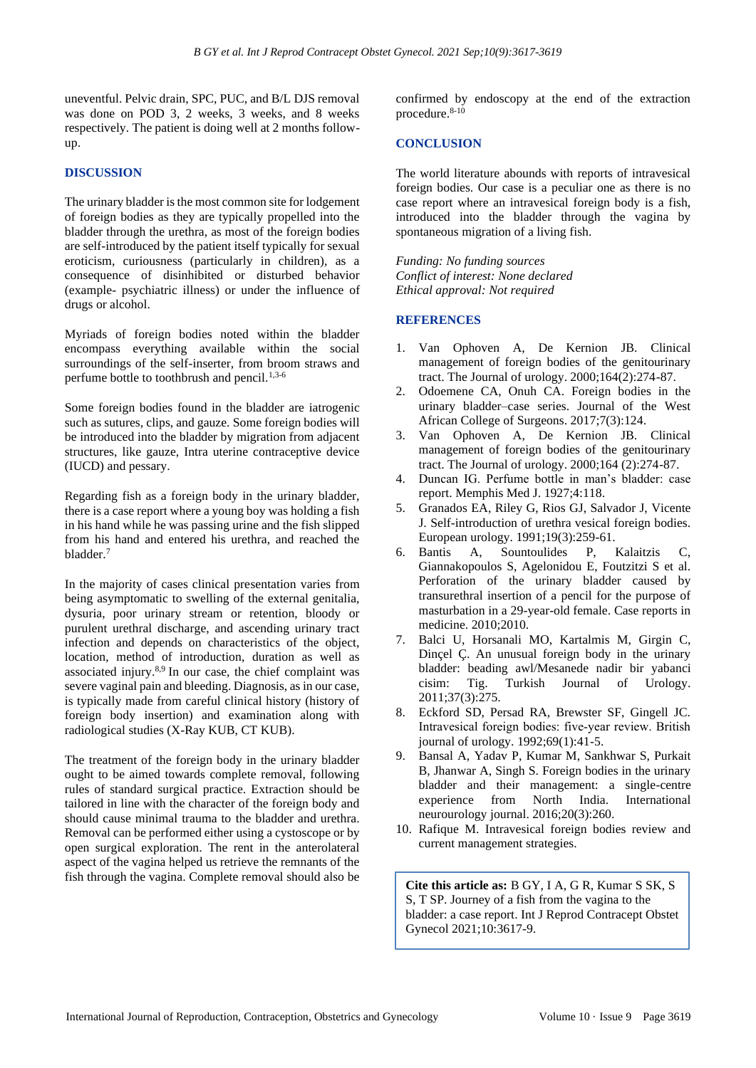uneventful. Pelvic drain, SPC, PUC, and B/L DJS removal was done on POD 3, 2 weeks, 3 weeks, and 8 weeks respectively. The patient is doing well at 2 months follow-up.

## DISCUSSION

The urinary bladder is the most common site for lodgement of foreign bodies as they are typically propelled into the bladder through the urethra, as most of the foreign bodies are self-introduced by the patient itself typically for sexual eroticism, curiousness (particularly in children), as a consequence of disinhibited or disturbed behavior (example- psychiatric illness) or under the influence of drugs or alcohol.

Myriads of foreign bodies noted within the bladder encompass everything available within the social surroundings of the self-inserter, from broom straws and perfume bottle to toothbrush and pencil.[1,3-6]

Some foreign bodies found in the bladder are iatrogenic such as sutures, clips, and gauze. Some foreign bodies will be introduced into the bladder by migration from adjacent structures, like gauze, Intra uterine contraceptive device (IUCD) and pessary.

Regarding fish as a foreign body in the urinary bladder, there is a case report where a young boy was holding a fish in his hand while he was passing urine and the fish slipped from his hand and entered his urethra, and reached the bladder.[7]

In the majority of cases clinical presentation varies from being asymptomatic to swelling of the external genitalia, dysuria, poor urinary stream or retention, bloody or purulent urethral discharge, and ascending urinary tract infection and depends on characteristics of the object, location, method of introduction, duration as well as associated injury.[8,9] In our case, the chief complaint was severe vaginal pain and bleeding. Diagnosis, as in our case, is typically made from careful clinical history (history of foreign body insertion) and examination along with radiological studies (X-Ray KUB, CT KUB).

The treatment of the foreign body in the urinary bladder ought to be aimed towards complete removal, following rules of standard surgical practice. Extraction should be tailored in line with the character of the foreign body and should cause minimal trauma to the bladder and urethra. Removal can be performed either using a cystoscope or by open surgical exploration. The rent in the anterolateral aspect of the vagina helped us retrieve the remnants of the fish through the vagina. Complete removal should also be confirmed by endoscopy at the end of the extraction procedure.[8-10]

## CONCLUSION

The world literature abounds with reports of intravesical foreign bodies. Our case is a peculiar one as there is no case report where an intravesical foreign body is a fish, introduced into the bladder through the vagina by spontaneous migration of a living fish.

*Funding: No funding sources*
*Conflict of interest: None declared*
*Ethical approval: Not required*

## REFERENCES

1. Van Ophoven A, De Kernion JB. Clinical management of foreign bodies of the genitourinary tract. The Journal of urology. 2000;164(2):274-87.
2. Odoemene CA, Onuh CA. Foreign bodies in the urinary bladder–case series. Journal of the West African College of Surgeons. 2017;7(3):124.
3. Van Ophoven A, De Kernion JB. Clinical management of foreign bodies of the genitourinary tract. The Journal of urology. 2000;164 (2):274-87.
4. Duncan IG. Perfume bottle in man's bladder: case report. Memphis Med J. 1927;4:118.
5. Granados EA, Riley G, Rios GJ, Salvador J, Vicente J. Self-introduction of urethra vesical foreign bodies. European urology. 1991;19(3):259-61.
6. Bantis A, Sountoulides P, Kalaitzis C, Giannakopoulos S, Agelonidou E, Foutzitzi S et al. Perforation of the urinary bladder caused by transurethral insertion of a pencil for the purpose of masturbation in a 29-year-old female. Case reports in medicine. 2010;2010.
7. Balci U, Horsanali MO, Kartalmis M, Girgin C, Dinçel Ç. An unusual foreign body in the urinary bladder: beading awl/Mesanede nadir bir yabanci cisim: Tig. Turkish Journal of Urology. 2011;37(3):275.
8. Eckford SD, Persad RA, Brewster SF, Gingell JC. Intravesical foreign bodies: five-year review. British journal of urology. 1992;69(1):41-5.
9. Bansal A, Yadav P, Kumar M, Sankhwar S, Purkait B, Jhanwar A, Singh S. Foreign bodies in the urinary bladder and their management: a single-centre experience from North India. International neurourology journal. 2016;20(3):260.
10. Rafique M. Intravesical foreign bodies review and current management strategies.

**Cite this article as:** B GY, I A, G R, Kumar S SK, S S, T SP. Journey of a fish from the vagina to the bladder: a case report. Int J Reprod Contracept Obstet Gynecol 2021;10:3617-9.